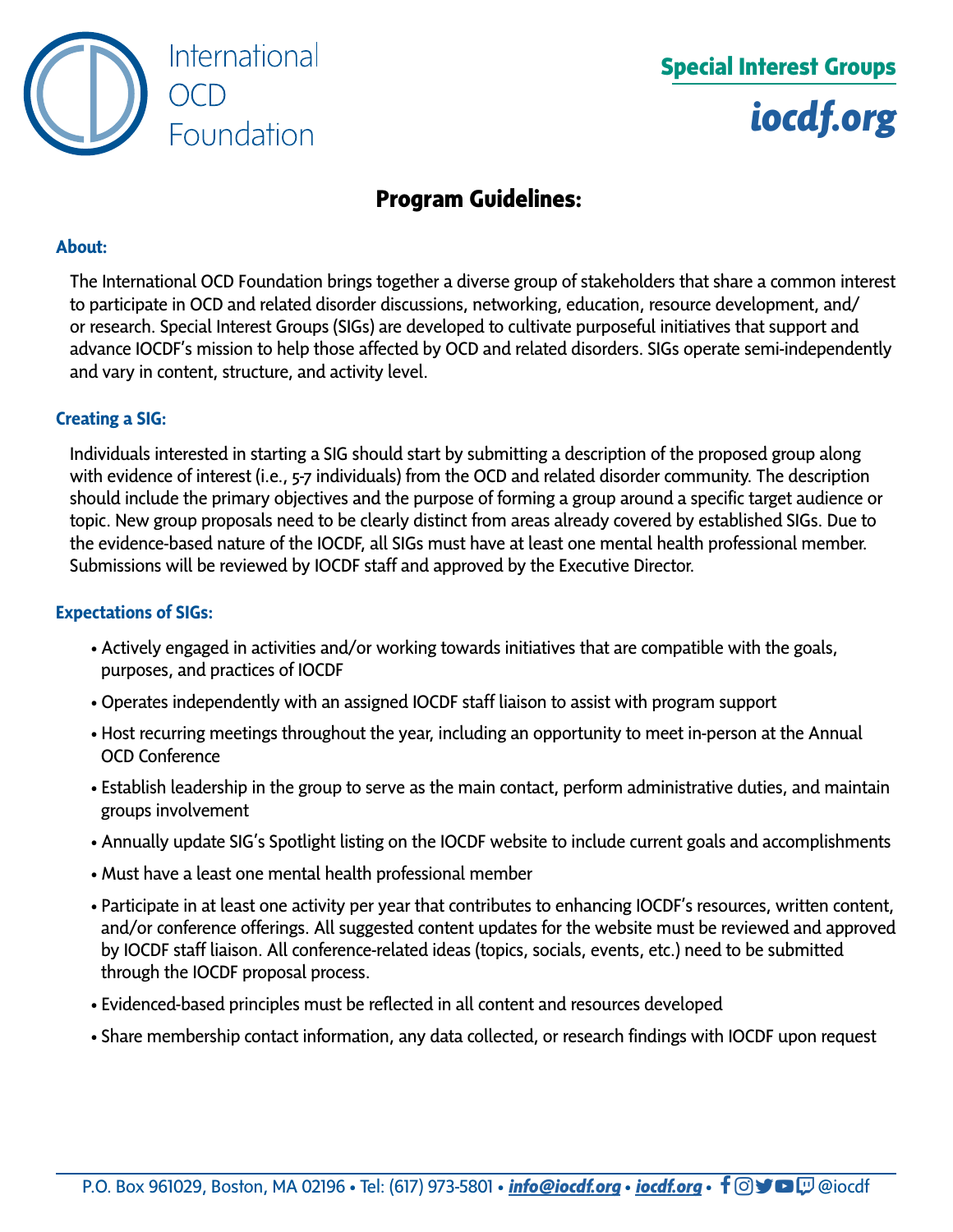International OCD Foundation

**Special Interest Groups**

***iocdf.org***

# Program Guidelines:

### About:

The International OCD Foundation brings together a diverse group of stakeholders that share a common interest to participate in OCD and related disorder discussions, networking, education, resource development, and/ or research. Special Interest Groups (SIGs) are developed to cultivate purposeful initiatives that support and advance IOCDF's mission to help those affected by OCD and related disorders. SIGs operate semi-independently and vary in content, structure, and activity level.

### Creating a SIG:

Individuals interested in starting a SIG should start by submitting a description of the proposed group along with evidence of interest (i.e., 5-7 individuals) from the OCD and related disorder community. The description should include the primary objectives and the purpose of forming a group around a specific target audience or topic. New group proposals need to be clearly distinct from areas already covered by established SIGs. Due to the evidence-based nature of the IOCDF, all SIGs must have at least one mental health professional member. Submissions will be reviewed by IOCDF staff and approved by the Executive Director.

### Expectations of SIGs:

- Actively engaged in activities and/or working towards initiatives that are compatible with the goals, purposes, and practices of IOCDF
- Operates independently with an assigned IOCDF staff liaison to assist with program support
- Host recurring meetings throughout the year, including an opportunity to meet in-person at the Annual OCD Conference
- Establish leadership in the group to serve as the main contact, perform administrative duties, and maintain groups involvement
- Annually update SIG's Spotlight listing on the IOCDF website to include current goals and accomplishments
- Must have a least one mental health professional member
- Participate in at least one activity per year that contributes to enhancing IOCDF's resources, written content, and/or conference offerings. All suggested content updates for the website must be reviewed and approved by IOCDF staff liaison. All conference-related ideas (topics, socials, events, etc.) need to be submitted through the IOCDF proposal process.
- Evidenced-based principles must be reflected in all content and resources developed
- Share membership contact information, any data collected, or research findings with IOCDF upon request

P.O. Box 961029, Boston, MA 02196 • Tel: (617) 973-5801 • ***info@iocdf.org*** • ***iocdf.org*** • @iocdf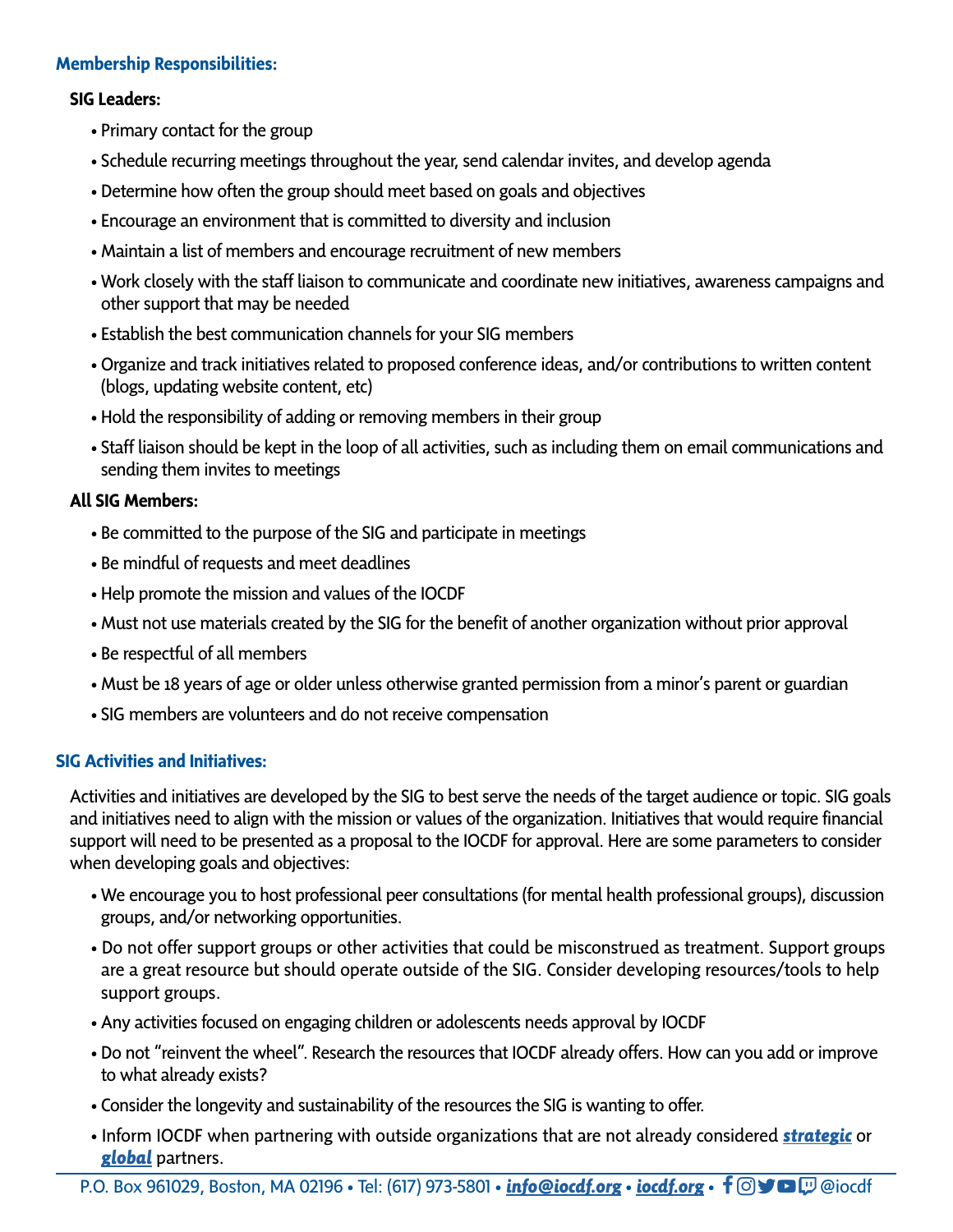## Membership Responsibilities:

### SIG Leaders:

- Primary contact for the group
- Schedule recurring meetings throughout the year, send calendar invites, and develop agenda
- Determine how often the group should meet based on goals and objectives
- Encourage an environment that is committed to diversity and inclusion
- Maintain a list of members and encourage recruitment of new members
- Work closely with the staff liaison to communicate and coordinate new initiatives, awareness campaigns and other support that may be needed
- Establish the best communication channels for your SIG members
- Organize and track initiatives related to proposed conference ideas, and/or contributions to written content (blogs, updating website content, etc)
- Hold the responsibility of adding or removing members in their group
- Staff liaison should be kept in the loop of all activities, such as including them on email communications and sending them invites to meetings

### All SIG Members:

- Be committed to the purpose of the SIG and participate in meetings
- Be mindful of requests and meet deadlines
- Help promote the mission and values of the IOCDF
- Must not use materials created by the SIG for the benefit of another organization without prior approval
- Be respectful of all members
- Must be 18 years of age or older unless otherwise granted permission from a minor's parent or guardian
- SIG members are volunteers and do not receive compensation

## SIG Activities and Initiatives:

Activities and initiatives are developed by the SIG to best serve the needs of the target audience or topic. SIG goals and initiatives need to align with the mission or values of the organization. Initiatives that would require financial support will need to be presented as a proposal to the IOCDF for approval. Here are some parameters to consider when developing goals and objectives:

- We encourage you to host professional peer consultations (for mental health professional groups), discussion groups, and/or networking opportunities.
- Do not offer support groups or other activities that could be misconstrued as treatment. Support groups are a great resource but should operate outside of the SIG. Consider developing resources/tools to help support groups.
- Any activities focused on engaging children or adolescents needs approval by IOCDF
- Do not "reinvent the wheel". Research the resources that IOCDF already offers. How can you add or improve to what already exists?
- Consider the longevity and sustainability of the resources the SIG is wanting to offer.
- Inform IOCDF when partnering with outside organizations that are not already considered ***strategic*** or ***global*** partners.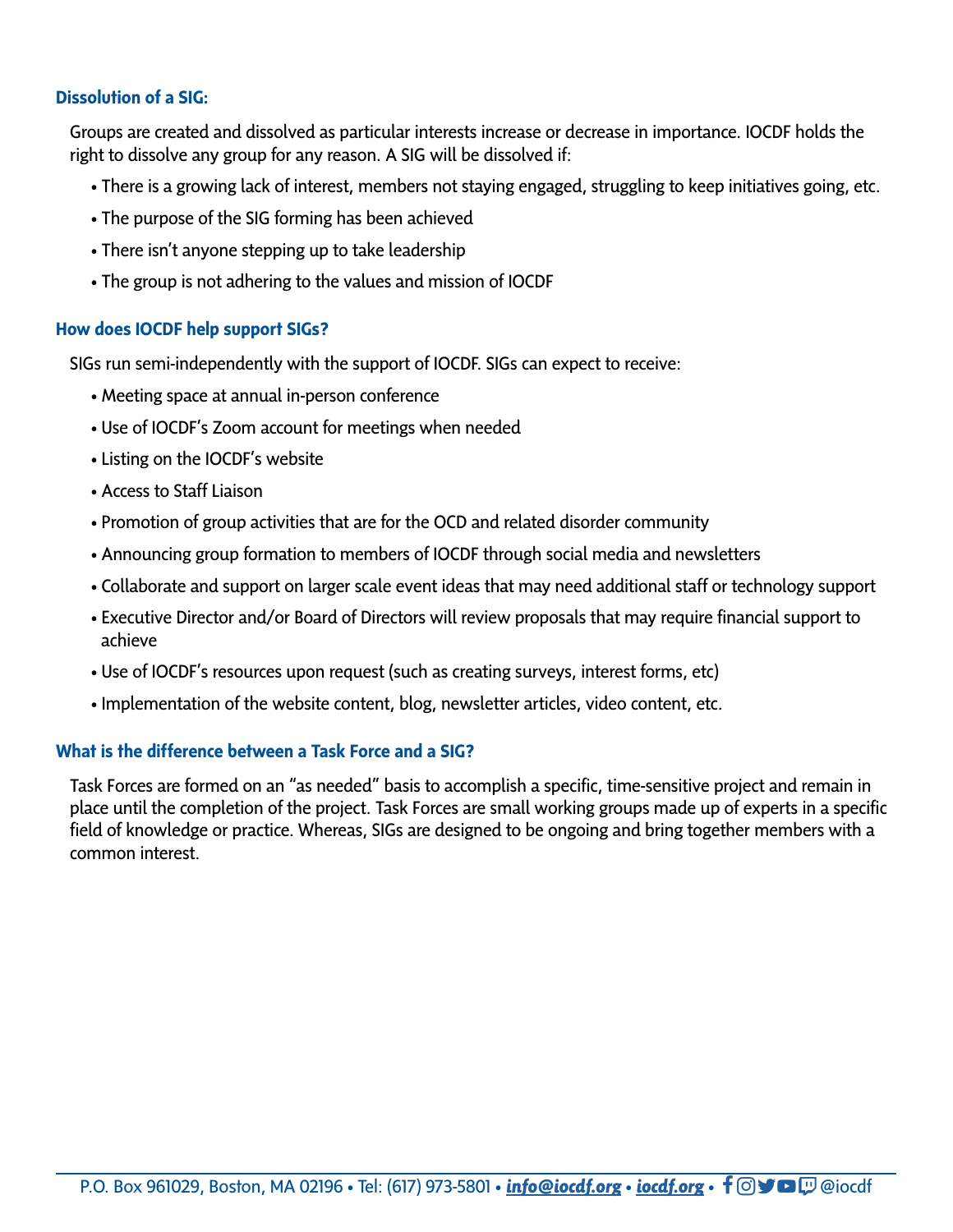### Dissolution of a SIG:

Groups are created and dissolved as particular interests increase or decrease in importance. IOCDF holds the right to dissolve any group for any reason. A SIG will be dissolved if:

- There is a growing lack of interest, members not staying engaged, struggling to keep initiatives going, etc.
- The purpose of the SIG forming has been achieved
- There isn't anyone stepping up to take leadership
- The group is not adhering to the values and mission of IOCDF

### How does IOCDF help support SIGs?

SIGs run semi-independently with the support of IOCDF. SIGs can expect to receive:

- Meeting space at annual in-person conference
- Use of IOCDF's Zoom account for meetings when needed
- Listing on the IOCDF's website
- Access to Staff Liaison
- Promotion of group activities that are for the OCD and related disorder community
- Announcing group formation to members of IOCDF through social media and newsletters
- Collaborate and support on larger scale event ideas that may need additional staff or technology support
- Executive Director and/or Board of Directors will review proposals that may require financial support to achieve
- Use of IOCDF's resources upon request (such as creating surveys, interest forms, etc)
- Implementation of the website content, blog, newsletter articles, video content, etc.

### What is the difference between a Task Force and a SIG?

Task Forces are formed on an "as needed" basis to accomplish a specific, time-sensitive project and remain in place until the completion of the project. Task Forces are small working groups made up of experts in a specific field of knowledge or practice. Whereas, SIGs are designed to be ongoing and bring together members with a common interest.